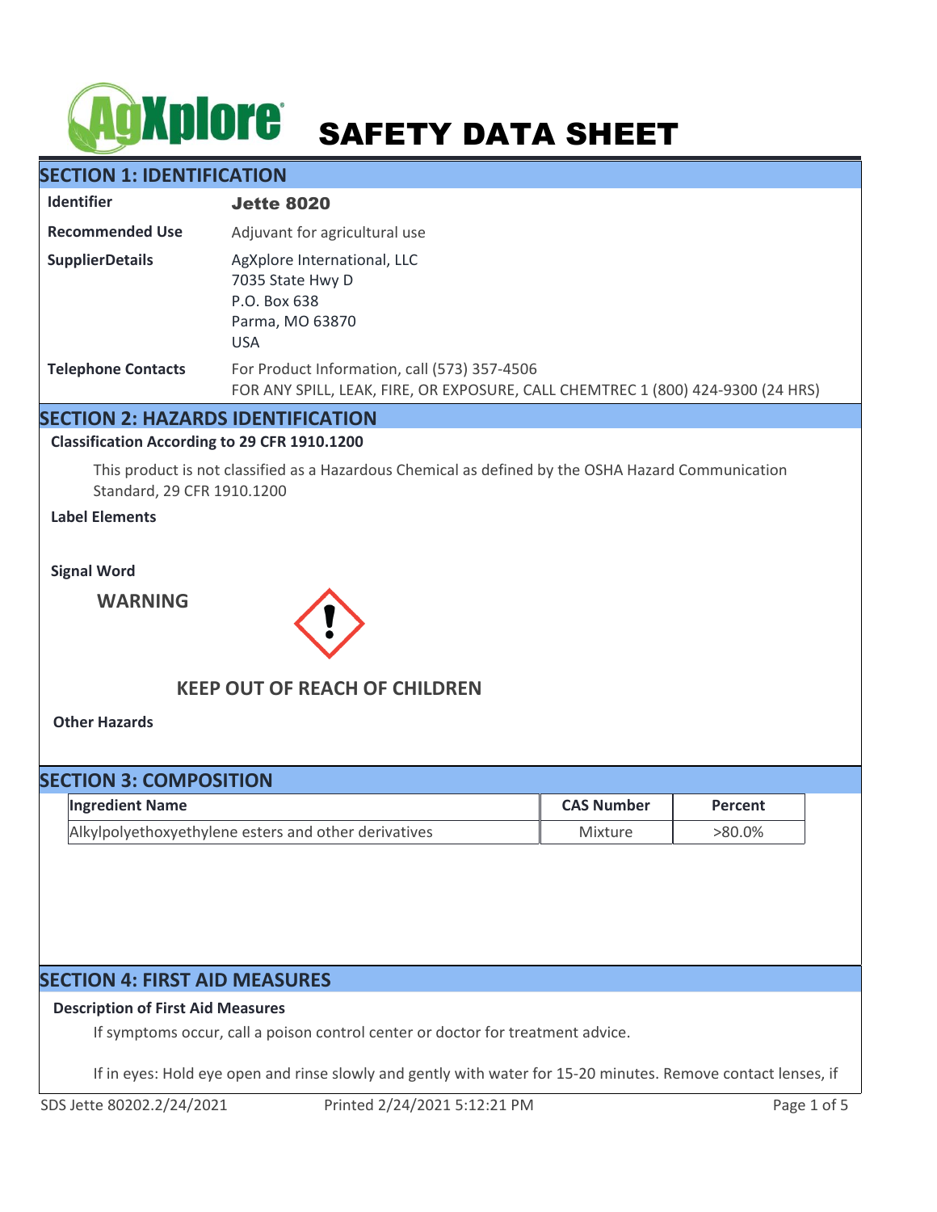# SAFETY DATA SHEET

## SECTION 1: IDENTIFICATION

| | |
|---|---|
| **Identifier** | **Jette 8020** |
| **Recommended Use** | Adjuvant for agricultural use |
| **SupplierDetails** | AgXplore International, LLC<br>7035 State Hwy D<br>P.O. Box 638<br>Parma, MO 63870<br>USA |
| **Telephone Contacts** | For Product Information, call (573) 357-4506<br>FOR ANY SPILL, LEAK, FIRE, OR EXPOSURE, CALL CHEMTREC 1 (800) 424-9300 (24 HRS) |

## SECTION 2: HAZARDS IDENTIFICATION

**Classification According to 29 CFR 1910.1200**

This product is not classified as a Hazardous Chemical as defined by the OSHA Hazard Communication Standard, 29 CFR 1910.1200

**Label Elements**

**Signal Word**

**WARNING**

**KEEP OUT OF REACH OF CHILDREN**

**Other Hazards**

## SECTION 3: COMPOSITION

| Ingredient Name | CAS Number | Percent |
|---|---|---|
| Alkylpolyethoxyethylene esters and other derivatives | Mixture | >80.0% |

## SECTION 4: FIRST AID MEASURES

**Description of First Aid Measures**

If symptoms occur, call a poison control center or doctor for treatment advice.

If in eyes: Hold eye open and rinse slowly and gently with water for 15-20 minutes. Remove contact lenses, if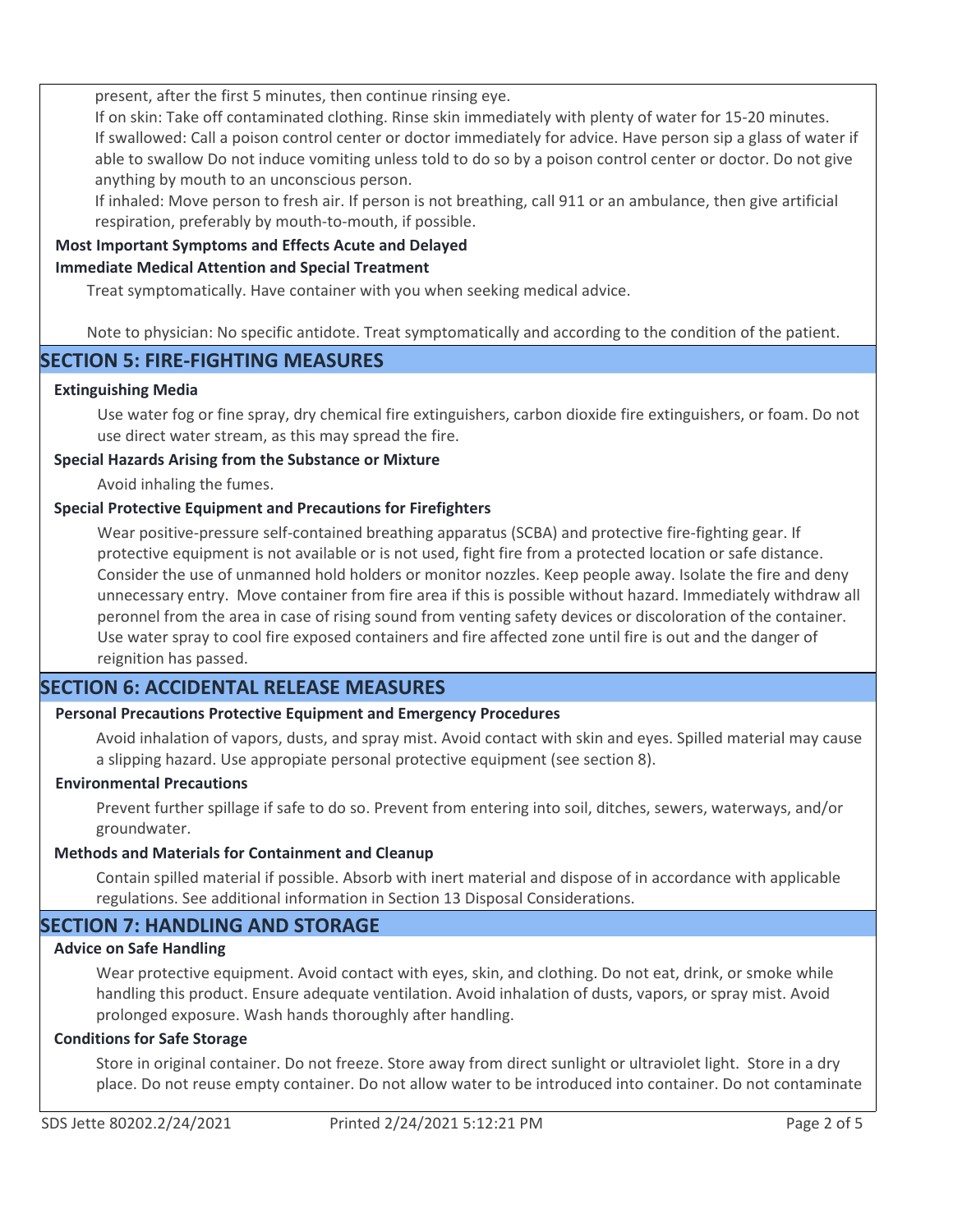present, after the first 5 minutes, then continue rinsing eye.

If on skin: Take off contaminated clothing. Rinse skin immediately with plenty of water for 15-20 minutes.

If swallowed: Call a poison control center or doctor immediately for advice. Have person sip a glass of water if able to swallow Do not induce vomiting unless told to do so by a poison control center or doctor. Do not give anything by mouth to an unconscious person.

If inhaled: Move person to fresh air. If person is not breathing, call 911 or an ambulance, then give artificial respiration, preferably by mouth-to-mouth, if possible.

**Most Important Symptoms and Effects Acute and Delayed**

**Immediate Medical Attention and Special Treatment**

Treat symptomatically. Have container with you when seeking medical advice.

Note to physician: No specific antidote. Treat symptomatically and according to the condition of the patient.

## SECTION 5: FIRE-FIGHTING MEASURES

**Extinguishing Media**

Use water fog or fine spray, dry chemical fire extinguishers, carbon dioxide fire extinguishers, or foam. Do not use direct water stream, as this may spread the fire.

**Special Hazards Arising from the Substance or Mixture**

Avoid inhaling the fumes.

**Special Protective Equipment and Precautions for Firefighters**

Wear positive-pressure self-contained breathing apparatus (SCBA) and protective fire-fighting gear. If protective equipment is not available or is not used, fight fire from a protected location or safe distance. Consider the use of unmanned hold holders or monitor nozzles. Keep people away. Isolate the fire and deny unnecessary entry. Move container from fire area if this is possible without hazard. Immediately withdraw all peronnel from the area in case of rising sound from venting safety devices or discoloration of the container. Use water spray to cool fire exposed containers and fire affected zone until fire is out and the danger of reignition has passed.

## SECTION 6: ACCIDENTAL RELEASE MEASURES

**Personal Precautions Protective Equipment and Emergency Procedures**

Avoid inhalation of vapors, dusts, and spray mist. Avoid contact with skin and eyes. Spilled material may cause a slipping hazard. Use appropiate personal protective equipment (see section 8).

**Environmental Precautions**

Prevent further spillage if safe to do so. Prevent from entering into soil, ditches, sewers, waterways, and/or groundwater.

**Methods and Materials for Containment and Cleanup**

Contain spilled material if possible. Absorb with inert material and dispose of in accordance with applicable regulations. See additional information in Section 13 Disposal Considerations.

## SECTION 7: HANDLING AND STORAGE

**Advice on Safe Handling**

Wear protective equipment. Avoid contact with eyes, skin, and clothing. Do not eat, drink, or smoke while handling this product. Ensure adequate ventilation. Avoid inhalation of dusts, vapors, or spray mist. Avoid prolonged exposure. Wash hands thoroughly after handling.

**Conditions for Safe Storage**

Store in original container. Do not freeze. Store away from direct sunlight or ultraviolet light. Store in a dry place. Do not reuse empty container. Do not allow water to be introduced into container. Do not contaminate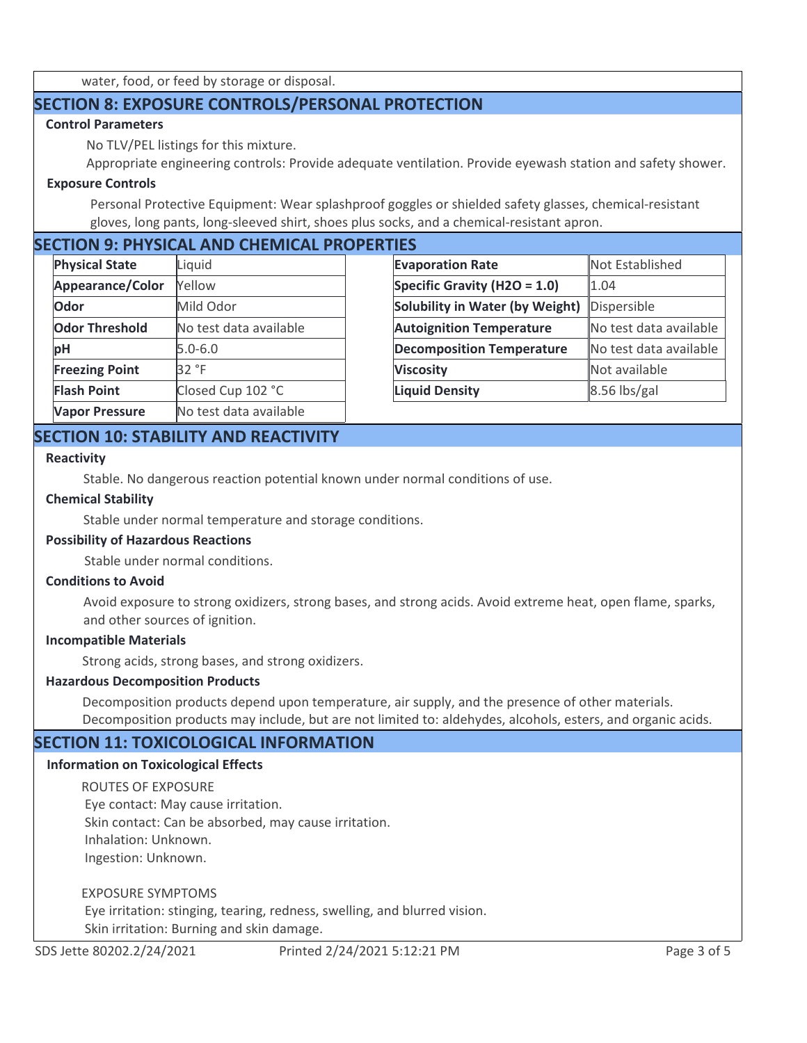water, food, or feed by storage or disposal.

## SECTION 8: EXPOSURE CONTROLS/PERSONAL PROTECTION

**Control Parameters**

No TLV/PEL listings for this mixture.

Appropriate engineering controls: Provide adequate ventilation. Provide eyewash station and safety shower.

**Exposure Controls**

Personal Protective Equipment: Wear splashproof goggles or shielded safety glasses, chemical-resistant gloves, long pants, long-sleeved shirt, shoes plus socks, and a chemical-resistant apron.

## SECTION 9: PHYSICAL AND CHEMICAL PROPERTIES

| Property | Value |
|---|---|
| **Physical State** | Liquid |
| **Appearance/Color** | Yellow |
| **Odor** | Mild Odor |
| **Odor Threshold** | No test data available |
| **pH** | 5.0-6.0 |
| **Freezing Point** | 32 °F |
| **Flash Point** | Closed Cup 102 °C |
| **Vapor Pressure** | No test data available |
| **Evaporation Rate** | Not Established |
| **Specific Gravity ($H_2O$ = 1.0)** | 1.04 |
| **Solubility in Water (by Weight)** | Dispersible |
| **Autoignition Temperature** | No test data available |
| **Decomposition Temperature** | No test data available |
| **Viscosity** | Not available |
| **Liquid Density** | 8.56 lbs/gal |

## SECTION 10: STABILITY AND REACTIVITY

**Reactivity**

Stable. No dangerous reaction potential known under normal conditions of use.

**Chemical Stability**

Stable under normal temperature and storage conditions.

**Possibility of Hazardous Reactions**

Stable under normal conditions.

**Conditions to Avoid**

Avoid exposure to strong oxidizers, strong bases, and strong acids. Avoid extreme heat, open flame, sparks, and other sources of ignition.

**Incompatible Materials**

Strong acids, strong bases, and strong oxidizers.

**Hazardous Decomposition Products**

Decomposition products depend upon temperature, air supply, and the presence of other materials. Decomposition products may include, but are not limited to: aldehydes, alcohols, esters, and organic acids.

## SECTION 11: TOXICOLOGICAL INFORMATION

**Information on Toxicological Effects**

ROUTES OF EXPOSURE

Eye contact: May cause irritation.
Skin contact: Can be absorbed, may cause irritation.
Inhalation: Unknown.
Ingestion: Unknown.

EXPOSURE SYMPTOMS

Eye irritation: stinging, tearing, redness, swelling, and blurred vision.
Skin irritation: Burning and skin damage.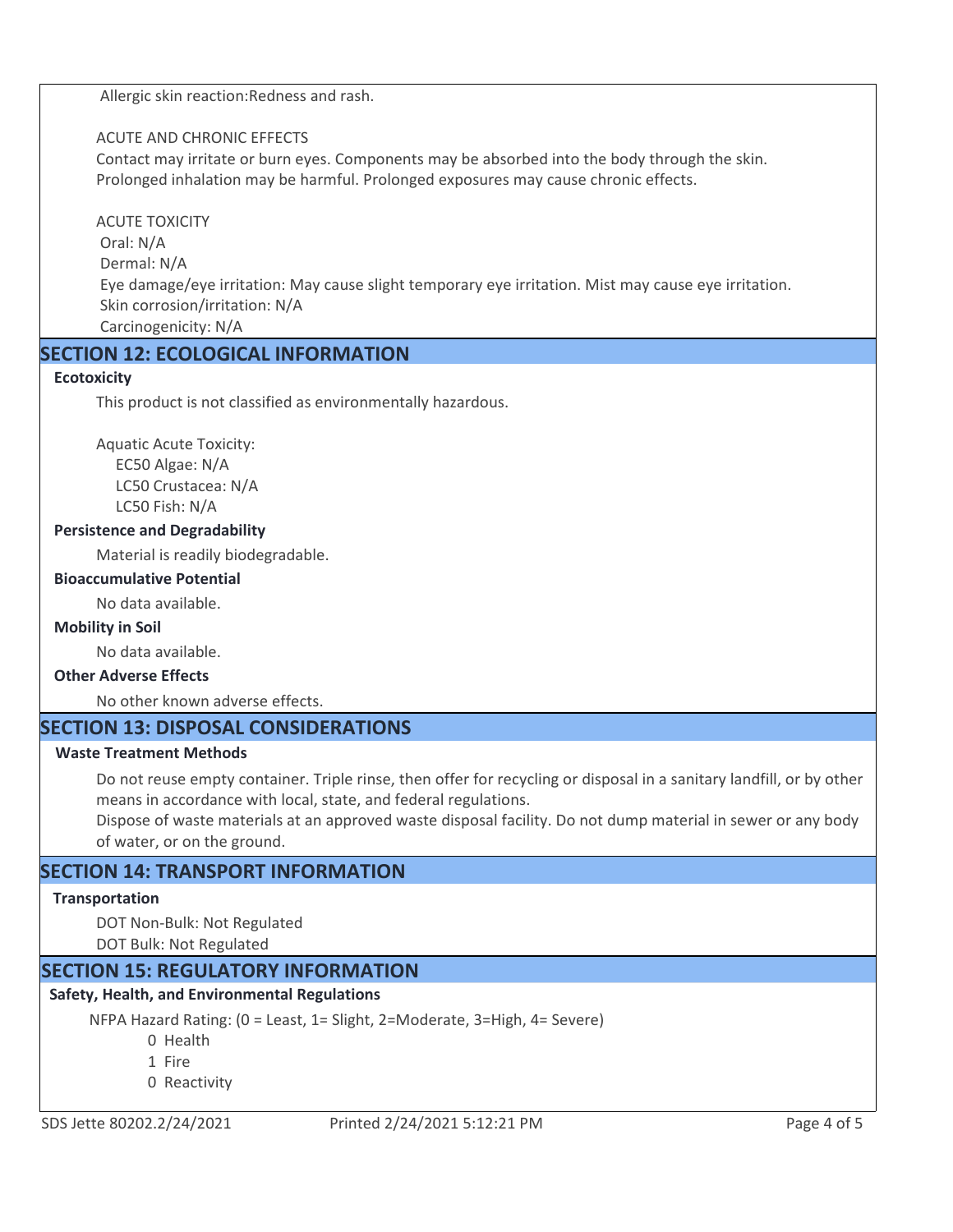Allergic skin reaction:Redness and rash.

ACUTE AND CHRONIC EFFECTS

Contact may irritate or burn eyes. Components may be absorbed into the body through the skin. Prolonged inhalation may be harmful. Prolonged exposures may cause chronic effects.

ACUTE TOXICITY

Oral: N/A

Dermal: N/A

Eye damage/eye irritation: May cause slight temporary eye irritation. Mist may cause eye irritation.

Skin corrosion/irritation: N/A

Carcinogenicity: N/A

## SECTION 12: ECOLOGICAL INFORMATION

**Ecotoxicity**

This product is not classified as environmentally hazardous.

Aquatic Acute Toxicity:

EC50 Algae: N/A

LC50 Crustacea: N/A

LC50 Fish: N/A

**Persistence and Degradability**

Material is readily biodegradable.

**Bioaccumulative Potential**

No data available.

**Mobility in Soil**

No data available.

**Other Adverse Effects**

No other known adverse effects.

## SECTION 13: DISPOSAL CONSIDERATIONS

**Waste Treatment Methods**

Do not reuse empty container. Triple rinse, then offer for recycling or disposal in a sanitary landfill, or by other means in accordance with local, state, and federal regulations.

Dispose of waste materials at an approved waste disposal facility. Do not dump material in sewer or any body of water, or on the ground.

## SECTION 14: TRANSPORT INFORMATION

**Transportation**

DOT Non-Bulk: Not Regulated

DOT Bulk: Not Regulated

## SECTION 15: REGULATORY INFORMATION

**Safety, Health, and Environmental Regulations**

NFPA Hazard Rating: (0 = Least, 1= Slight, 2=Moderate, 3=High, 4= Severe)

0 Health

1 Fire

0 Reactivity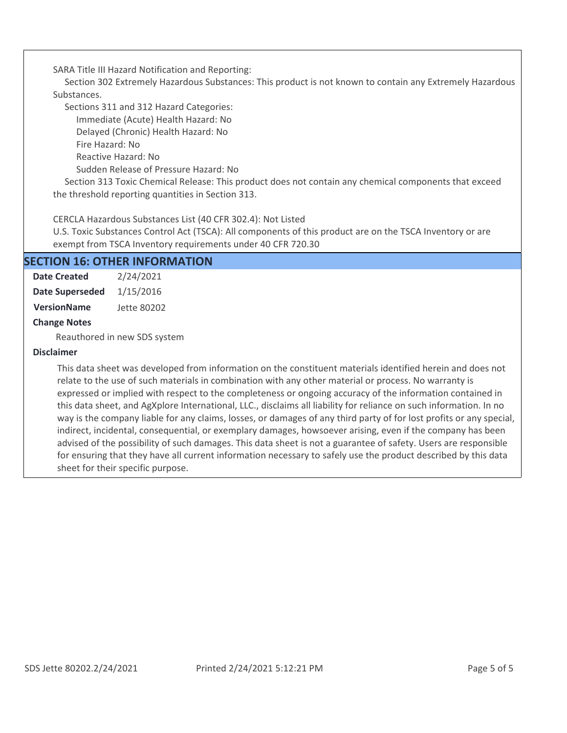SARA Title III Hazard Notification and Reporting:

Section 302 Extremely Hazardous Substances: This product is not known to contain any Extremely Hazardous Substances.

Sections 311 and 312 Hazard Categories:

- Immediate (Acute) Health Hazard: No
- Delayed (Chronic) Health Hazard: No
- Fire Hazard: No
- Reactive Hazard: No
- Sudden Release of Pressure Hazard: No

Section 313 Toxic Chemical Release: This product does not contain any chemical components that exceed the threshold reporting quantities in Section 313.

CERCLA Hazardous Substances List (40 CFR 302.4): Not Listed

U.S. Toxic Substances Control Act (TSCA): All components of this product are on the TSCA Inventory or are exempt from TSCA Inventory requirements under 40 CFR 720.30

## SECTION 16: OTHER INFORMATION

**Date Created** 2/24/2021

**Date Superseded** 1/15/2016

**VersionName** Jette 80202

**Change Notes**

Reauthored in new SDS system

**Disclaimer**

This data sheet was developed from information on the constituent materials identified herein and does not relate to the use of such materials in combination with any other material or process. No warranty is expressed or implied with respect to the completeness or ongoing accuracy of the information contained in this data sheet, and AgXplore International, LLC., disclaims all liability for reliance on such information. In no way is the company liable for any claims, losses, or damages of any third party of for lost profits or any special, indirect, incidental, consequential, or exemplary damages, howsoever arising, even if the company has been advised of the possibility of such damages. This data sheet is not a guarantee of safety. Users are responsible for ensuring that they have all current information necessary to safely use the product described by this data sheet for their specific purpose.